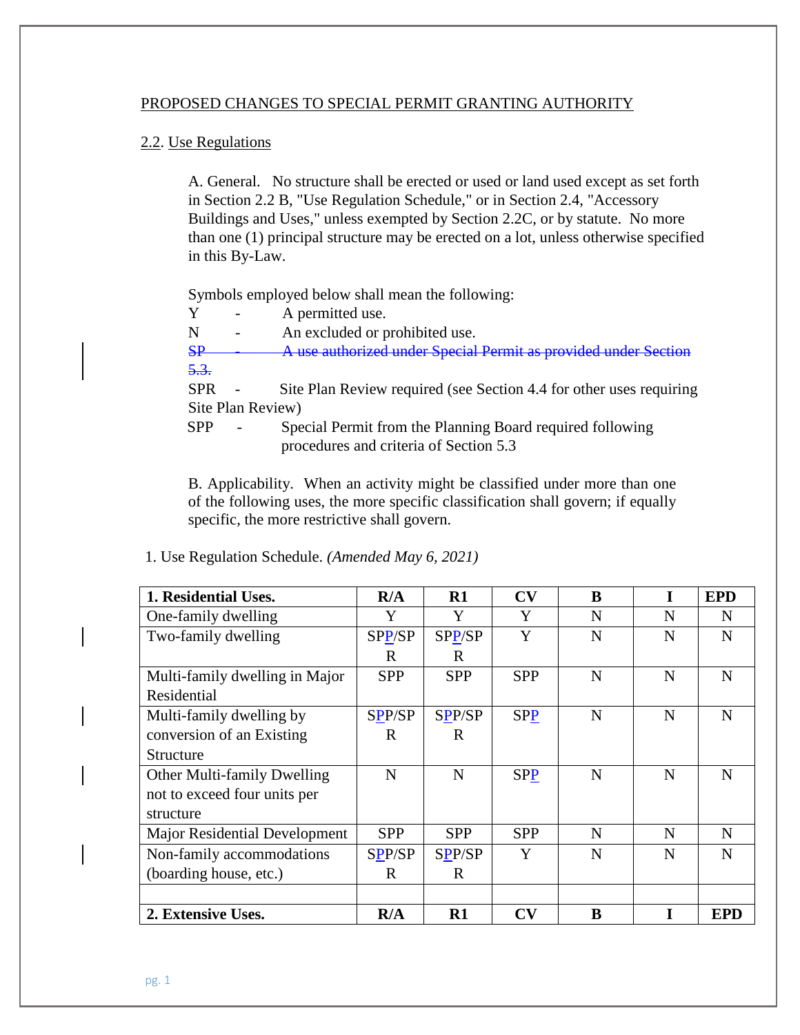PROPOSED CHANGES TO SPECIAL PERMIT GRANTING AUTHORITY

2.2. Use Regulations

A. General. No structure shall be erected or used or land used except as set forth in Section 2.2 B, "Use Regulation Schedule," or in Section 2.4, "Accessory Buildings and Uses," unless exempted by Section 2.2C, or by statute. No more than one (1) principal structure may be erected on a lot, unless otherwise specified in this By-Law.

Symbols employed below shall mean the following:

Y - A permitted use.
N - An excluded or prohibited use.
~~SP - A use authorized under Special Permit as provided under Section 5.3.~~
SPR - Site Plan Review required (see Section 4.4 for other uses requiring Site Plan Review)
SPP - Special Permit from the Planning Board required following procedures and criteria of Section 5.3

B. Applicability. When an activity might be classified under more than one of the following uses, the more specific classification shall govern; if equally specific, the more restrictive shall govern.

1. Use Regulation Schedule. *(Amended May 6, 2021)*

| **1. Residential Uses.** | **R/A** | **R1** | **CV** | **B** | **I** | **EPD** |
|---|---|---|---|---|---|---|
| One-family dwelling | Y | Y | Y | N | N | N |
| Two-family dwelling | SPP/SPR | SPP/SPR | Y | N | N | N |
| Multi-family dwelling in Major Residential | SPP | SPP | SPP | N | N | N |
| Multi-family dwelling by conversion of an Existing Structure | SPP/SPR | SPP/SPR | SPP | N | N | N |
| Other Multi-family Dwelling not to exceed four units per structure | N | N | SPP | N | N | N |
| Major Residential Development | SPP | SPP | SPP | N | N | N |
| Non-family accommodations (boarding house, etc.) | SPP/SPR | SPP/SPR | Y | N | N | N |
| | | | | | | |
| **2. Extensive Uses.** | **R/A** | **R1** | **CV** | **B** | **I** | **EPD** |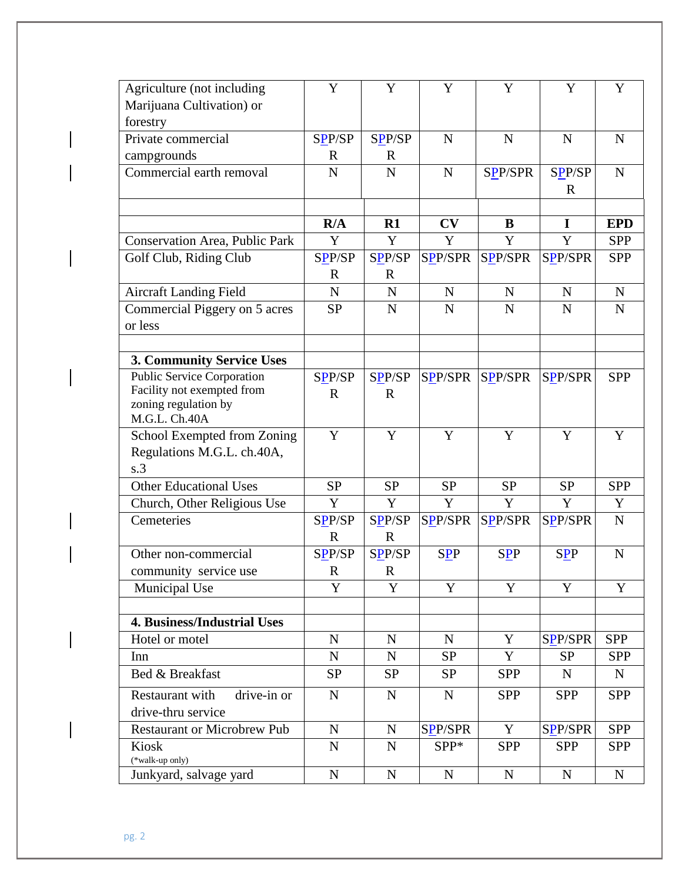| | | | | | | |
|---|---|---|---|---|---|---|
| Agriculture (not including Marijuana Cultivation) or forestry | Y | Y | Y | Y | Y | Y |
| Private commercial campgrounds | SPP/SPR | SPP/SPR | N | N | N | N |
| Commercial earth removal | N | N | N | SPP/SPR | SPP/SPR | N |
| | | | | | | |
| | **R/A** | **R1** | **CV** | **B** | **I** | **EPD** |
| Conservation Area, Public Park | Y | Y | Y | Y | Y | SPP |
| Golf Club, Riding Club | SPP/SPR | SPP/SPR | SPP/SPR | SPP/SPR | SPP/SPR | SPP |
| Aircraft Landing Field | N | N | N | N | N | N |
| Commercial Piggery on 5 acres or less | SP | N | N | N | N | N |
| | | | | | | |
| **3. Community Service Uses** | | | | | | |
| Public Service Corporation Facility not exempted from zoning regulation by M.G.L. Ch.40A | SPP/SPR | SPP/SPR | SPP/SPR | SPP/SPR | SPP/SPR | SPP |
| School Exempted from Zoning Regulations M.G.L. ch.40A, s.3 | Y | Y | Y | Y | Y | Y |
| Other Educational Uses | SP | SP | SP | SP | SP | SPP |
| Church, Other Religious Use | Y | Y | Y | Y | Y | Y |
| Cemeteries | SPP/SPR | SPP/SPR | SPP/SPR | SPP/SPR | SPP/SPR | N |
| Other non-commercial community service use | SPP/SPR | SPP/SPR | SPP | SPP | SPP | N |
| Municipal Use | Y | Y | Y | Y | Y | Y |
| | | | | | | |
| **4. Business/Industrial Uses** | | | | | | |
| Hotel or motel | N | N | N | Y | SPP/SPR | SPP |
| Inn | N | N | SP | Y | SP | SPP |
| Bed & Breakfast | SP | SP | SP | SPP | N | N |
| Restaurant with drive-in or drive-thru service | N | N | N | SPP | SPP | SPP |
| Restaurant or Microbrew Pub | N | N | SPP/SPR | Y | SPP/SPR | SPP |
| Kiosk (*walk-up only) | N | N | SPP* | SPP | SPP | SPP |
| Junkyard, salvage yard | N | N | N | N | N | N |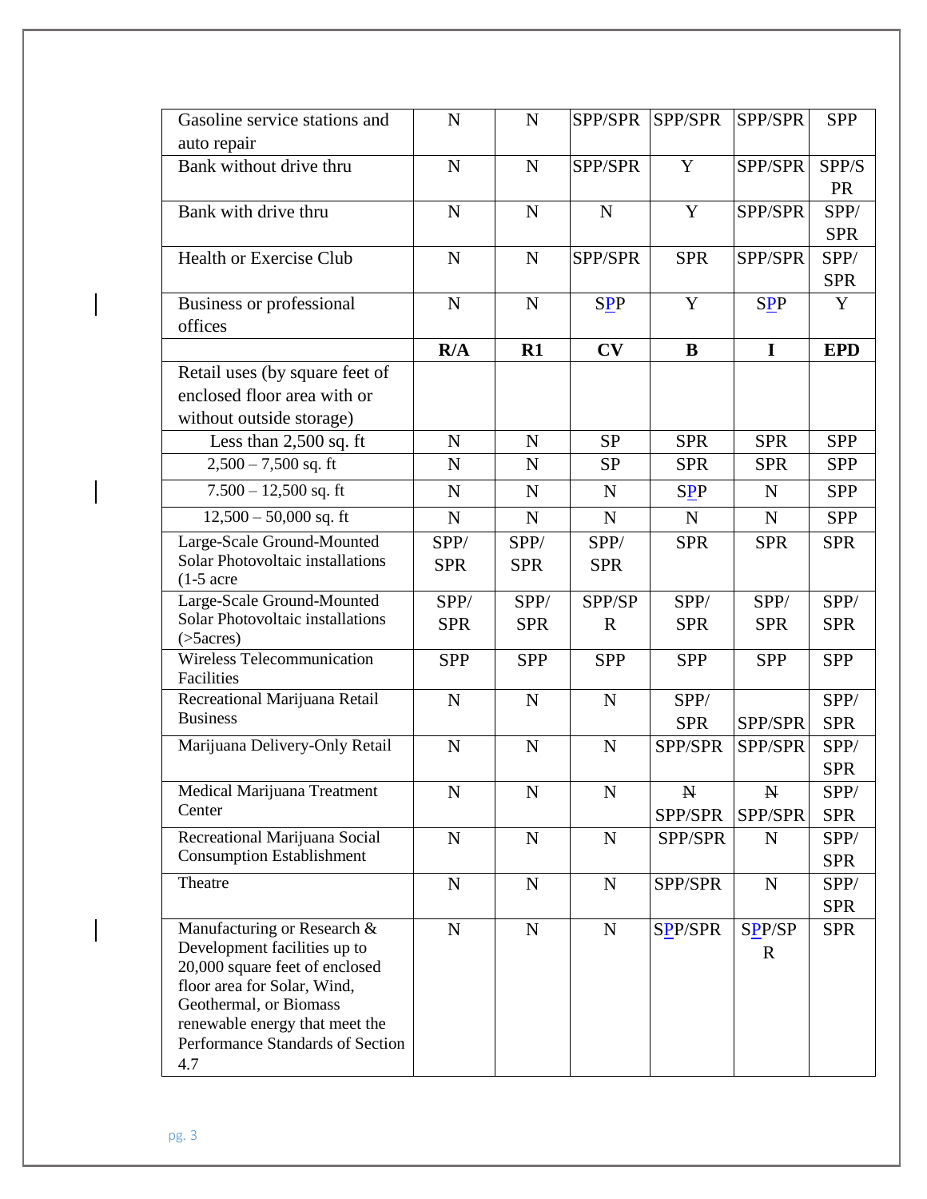| | | | | | | |
|---|---|---|---|---|---|---|
| Gasoline service stations and auto repair | N | N | SPP/SPR | SPP/SPR | SPP/SPR | SPP |
| Bank without drive thru | N | N | SPP/SPR | Y | SPP/SPR | SPP/SPR |
| Bank with drive thru | N | N | N | Y | SPP/SPR | SPP/SPR |
| Health or Exercise Club | N | N | SPP/SPR | SPR | SPP/SPR | SPP/SPR |
| Business or professional offices | N | N | SPP | Y | SPP | Y |
| | **R/A** | **R1** | **CV** | **B** | **I** | **EPD** |
| Retail uses (by square feet of enclosed floor area with or without outside storage) | | | | | | |
| Less than 2,500 sq. ft | N | N | SP | SPR | SPR | SPP |
| 2,500 – 7,500 sq. ft | N | N | SP | SPR | SPR | SPP |
| 7.500 – 12,500 sq. ft | N | N | N | SPP | N | SPP |
| 12,500 – 50,000 sq. ft | N | N | N | N | N | SPP |
| Large-Scale Ground-Mounted Solar Photovoltaic installations (1-5 acre | SPP/SPR | SPP/SPR | SPP/SPR | SPR | SPR | SPR |
| Large-Scale Ground-Mounted Solar Photovoltaic installations (>5acres) | SPP/SPR | SPP/SPR | SPP/SPR | SPP/SPR | SPP/SPR | SPP/SPR |
| Wireless Telecommunication Facilities | SPP | SPP | SPP | SPP | SPP | SPP |
| Recreational Marijuana Retail Business | N | N | N | SPP/SPR | SPP/SPR | SPP/SPR |
| Marijuana Delivery-Only Retail | N | N | N | SPP/SPR | SPP/SPR | SPP/SPR |
| Medical Marijuana Treatment Center | N | N | N | ~~N~~ SPP/SPR | ~~N~~ SPP/SPR | SPP/SPR |
| Recreational Marijuana Social Consumption Establishment | N | N | N | SPP/SPR | N | SPP/SPR |
| Theatre | N | N | N | SPP/SPR | N | SPP/SPR |
| Manufacturing or Research & Development facilities up to 20,000 square feet of enclosed floor area for Solar, Wind, Geothermal, or Biomass renewable energy that meet the Performance Standards of Section 4.7 | N | N | N | SPP/SPR | SPP/SPR | SPR |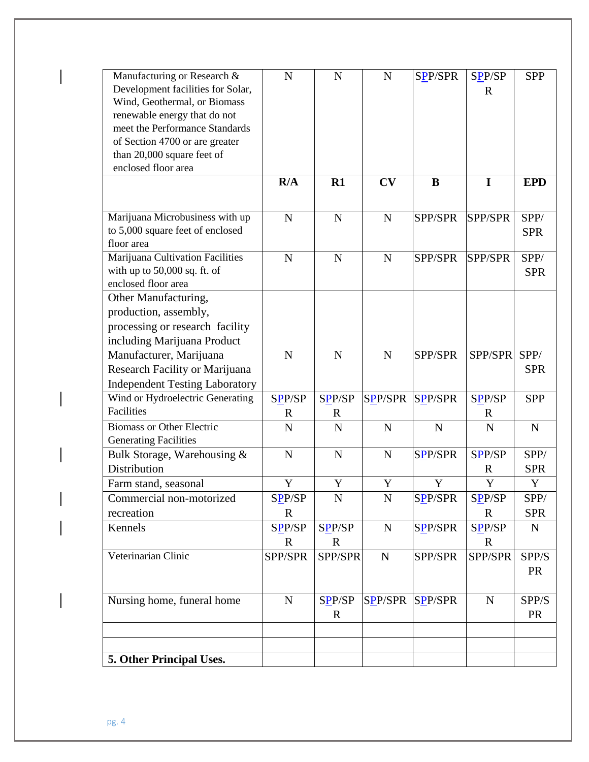| Manufacturing or Research & Development facilities for Solar, Wind, Geothermal, or Biomass renewable energy that do not meet the Performance Standards of Section 4700 or are greater than 20,000 square feet of enclosed floor area | N | N | N | SPP/SPR | SPP/SPR | SPP |
|---|---|---|---|---|---|---|
| | **R/A** | **R1** | **CV** | **B** | **I** | **EPD** |
| Marijuana Microbusiness with up to 5,000 square feet of enclosed floor area | N | N | N | SPP/SPR | SPP/SPR | SPP/SPR |
| Marijuana Cultivation Facilities with up to 50,000 sq. ft. of enclosed floor area | N | N | N | SPP/SPR | SPP/SPR | SPP/SPR |
| Other Manufacturing, production, assembly, processing or research facility including Marijuana Product Manufacturer, Marijuana Research Facility or Marijuana Independent Testing Laboratory | N | N | N | SPP/SPR | SPP/SPR | SPP/SPR |
| Wind or Hydroelectric Generating Facilities | SPP/SPR | SPP/SPR | SPP/SPR | SPP/SPR | SPP/SPR | SPP |
| Biomass or Other Electric Generating Facilities | N | N | N | N | N | N |
| Bulk Storage, Warehousing & Distribution | N | N | N | SPP/SPR | SPP/SPR | SPP/SPR |
| Farm stand, seasonal | Y | Y | Y | Y | Y | Y |
| Commercial non-motorized recreation | SPP/SPR | N | N | SPP/SPR | SPP/SPR | SPP/SPR |
| Kennels | SPP/SPR | SPP/SPR | N | SPP/SPR | SPP/SPR | N |
| Veterinarian Clinic | SPP/SPR | SPP/SPR | N | SPP/SPR | SPP/SPR | SPP/SPR |
| Nursing home, funeral home | N | SPP/SPR | SPP/SPR | SPP/SPR | N | SPP/SPR |
| | | | | | | |
| | | | | | | |
| **5. Other Principal Uses.** | | | | | | |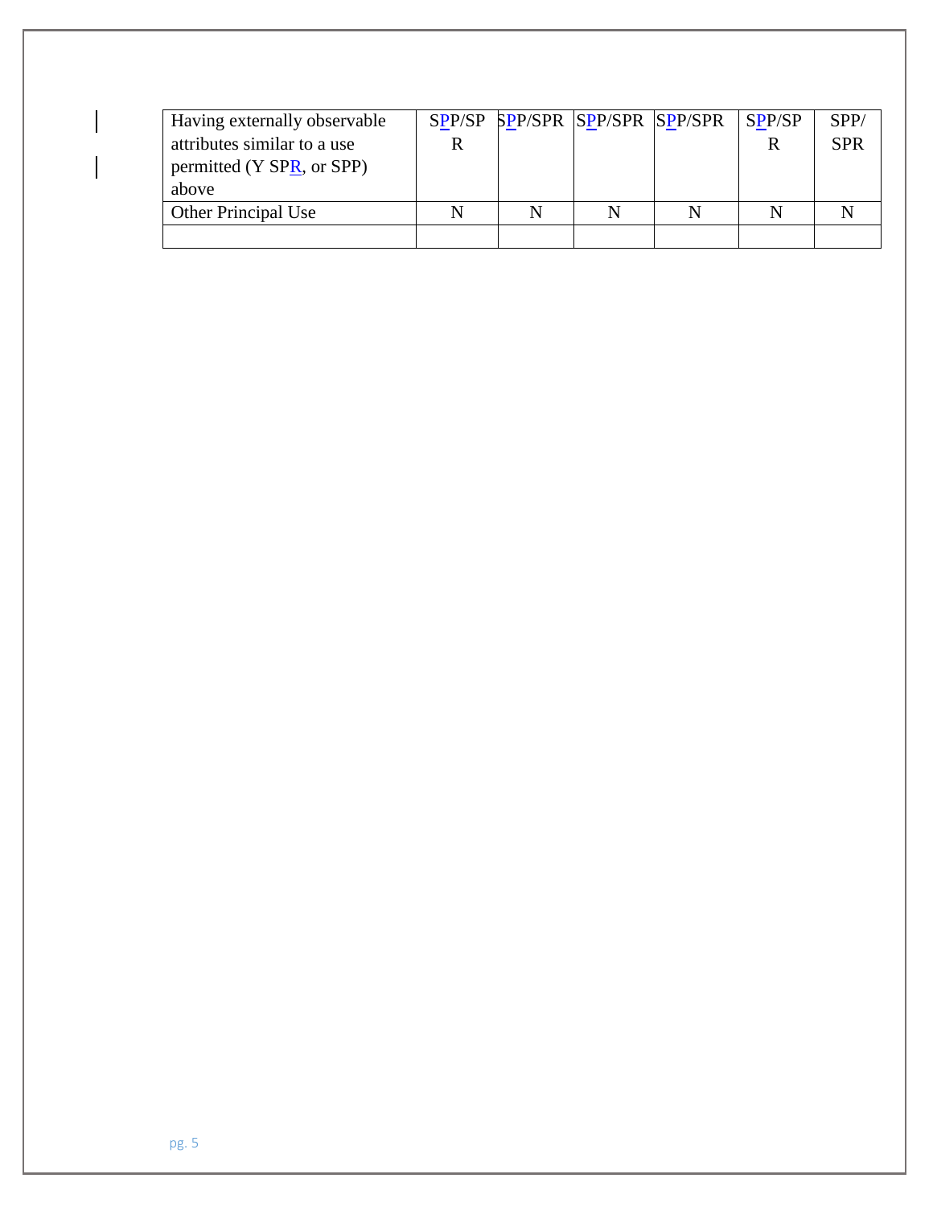| | | | | | | |
|---|---|---|---|---|---|---|
| Having externally observable attributes similar to a use permitted (Y SPR, or SPP) above | SPP/SPR | SPP/SPR | SPP/SPR | SPP/SPR | SPP/SPR | SPP/SPR |
| Other Principal Use | N | N | N | N | N | N |
| | | | | | | |